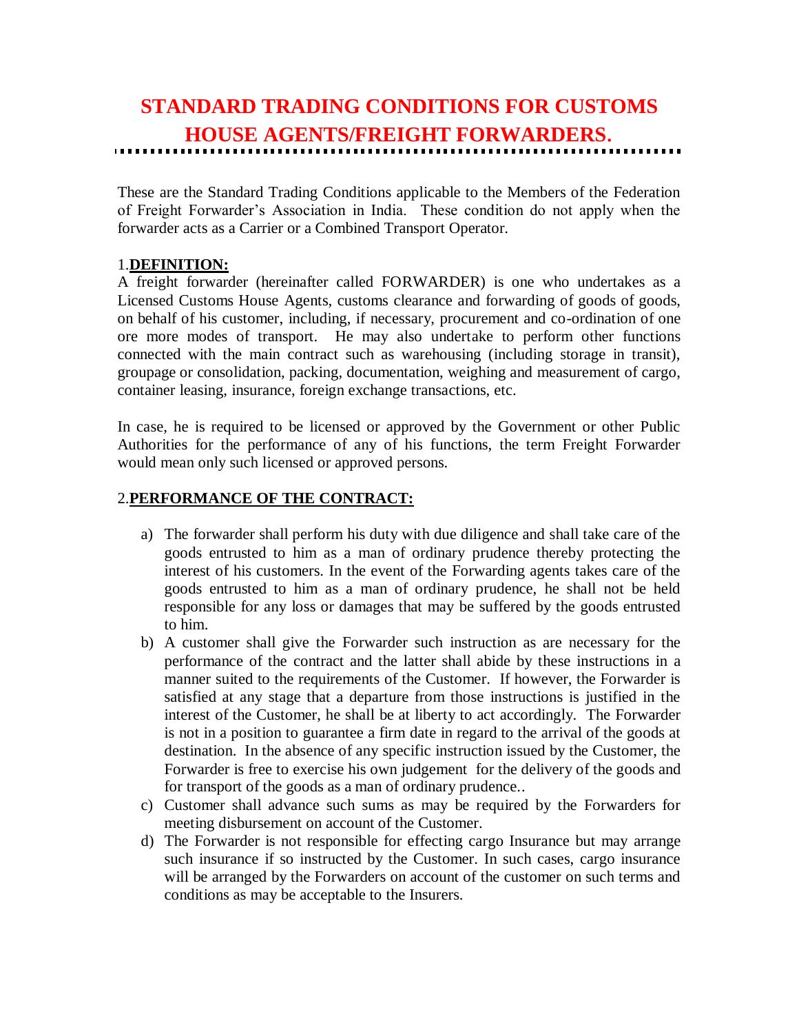# STANDARD TRADING CONDITIONS FOR CUSTOMS HOUSE AGENTS/FREIGHT FORWARDERS.

These are the Standard Trading Conditions applicable to the Members of the Federation of Freight Forwarder's Association in India. These condition do not apply when the forwarder acts as a Carrier or a Combined Transport Operator.

## 1.**DEFINITION:**

A freight forwarder (hereinafter called FORWARDER) is one who undertakes as a Licensed Customs House Agents, customs clearance and forwarding of goods of goods, on behalf of his customer, including, if necessary, procurement and co-ordination of one ore more modes of transport. He may also undertake to perform other functions connected with the main contract such as warehousing (including storage in transit), groupage or consolidation, packing, documentation, weighing and measurement of cargo, container leasing, insurance, foreign exchange transactions, etc.

In case, he is required to be licensed or approved by the Government or other Public Authorities for the performance of any of his functions, the term Freight Forwarder would mean only such licensed or approved persons.

## 2.**PERFORMANCE OF THE CONTRACT:**

a) The forwarder shall perform his duty with due diligence and shall take care of the goods entrusted to him as a man of ordinary prudence thereby protecting the interest of his customers. In the event of the Forwarding agents takes care of the goods entrusted to him as a man of ordinary prudence, he shall not be held responsible for any loss or damages that may be suffered by the goods entrusted to him.
b) A customer shall give the Forwarder such instruction as are necessary for the performance of the contract and the latter shall abide by these instructions in a manner suited to the requirements of the Customer. If however, the Forwarder is satisfied at any stage that a departure from those instructions is justified in the interest of the Customer, he shall be at liberty to act accordingly. The Forwarder is not in a position to guarantee a firm date in regard to the arrival of the goods at destination. In the absence of any specific instruction issued by the Customer, the Forwarder is free to exercise his own judgement for the delivery of the goods and for transport of the goods as a man of ordinary prudence..
c) Customer shall advance such sums as may be required by the Forwarders for meeting disbursement on account of the Customer.
d) The Forwarder is not responsible for effecting cargo Insurance but may arrange such insurance if so instructed by the Customer. In such cases, cargo insurance will be arranged by the Forwarders on account of the customer on such terms and conditions as may be acceptable to the Insurers.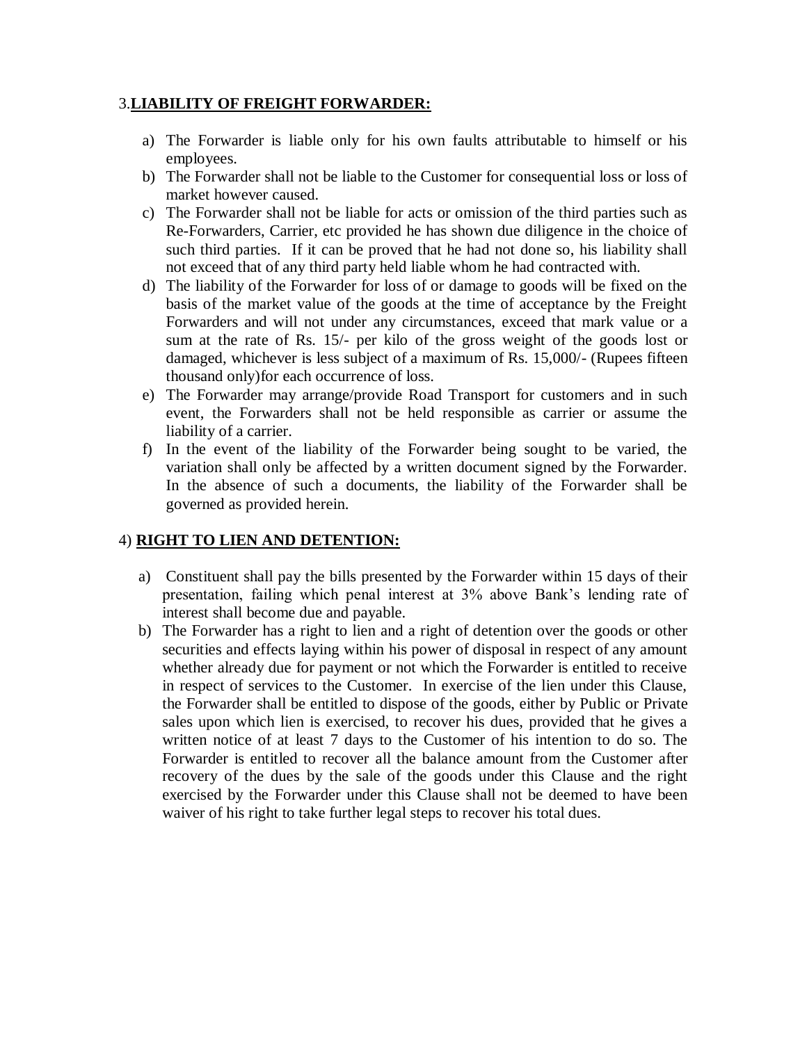## 3.**LIABILITY OF FREIGHT FORWARDER:**

a) The Forwarder is liable only for his own faults attributable to himself or his employees.
b) The Forwarder shall not be liable to the Customer for consequential loss or loss of market however caused.
c) The Forwarder shall not be liable for acts or omission of the third parties such as Re-Forwarders, Carrier, etc provided he has shown due diligence in the choice of such third parties. If it can be proved that he had not done so, his liability shall not exceed that of any third party held liable whom he had contracted with.
d) The liability of the Forwarder for loss of or damage to goods will be fixed on the basis of the market value of the goods at the time of acceptance by the Freight Forwarders and will not under any circumstances, exceed that mark value or a sum at the rate of Rs. 15/- per kilo of the gross weight of the goods lost or damaged, whichever is less subject of a maximum of Rs. 15,000/- (Rupees fifteen thousand only)for each occurrence of loss.
e) The Forwarder may arrange/provide Road Transport for customers and in such event, the Forwarders shall not be held responsible as carrier or assume the liability of a carrier.
f) In the event of the liability of the Forwarder being sought to be varied, the variation shall only be affected by a written document signed by the Forwarder. In the absence of such a documents, the liability of the Forwarder shall be governed as provided herein.

## 4) **RIGHT TO LIEN AND DETENTION:**

a) Constituent shall pay the bills presented by the Forwarder within 15 days of their presentation, failing which penal interest at 3% above Bank's lending rate of interest shall become due and payable.
b) The Forwarder has a right to lien and a right of detention over the goods or other securities and effects laying within his power of disposal in respect of any amount whether already due for payment or not which the Forwarder is entitled to receive in respect of services to the Customer. In exercise of the lien under this Clause, the Forwarder shall be entitled to dispose of the goods, either by Public or Private sales upon which lien is exercised, to recover his dues, provided that he gives a written notice of at least 7 days to the Customer of his intention to do so. The Forwarder is entitled to recover all the balance amount from the Customer after recovery of the dues by the sale of the goods under this Clause and the right exercised by the Forwarder under this Clause shall not be deemed to have been waiver of his right to take further legal steps to recover his total dues.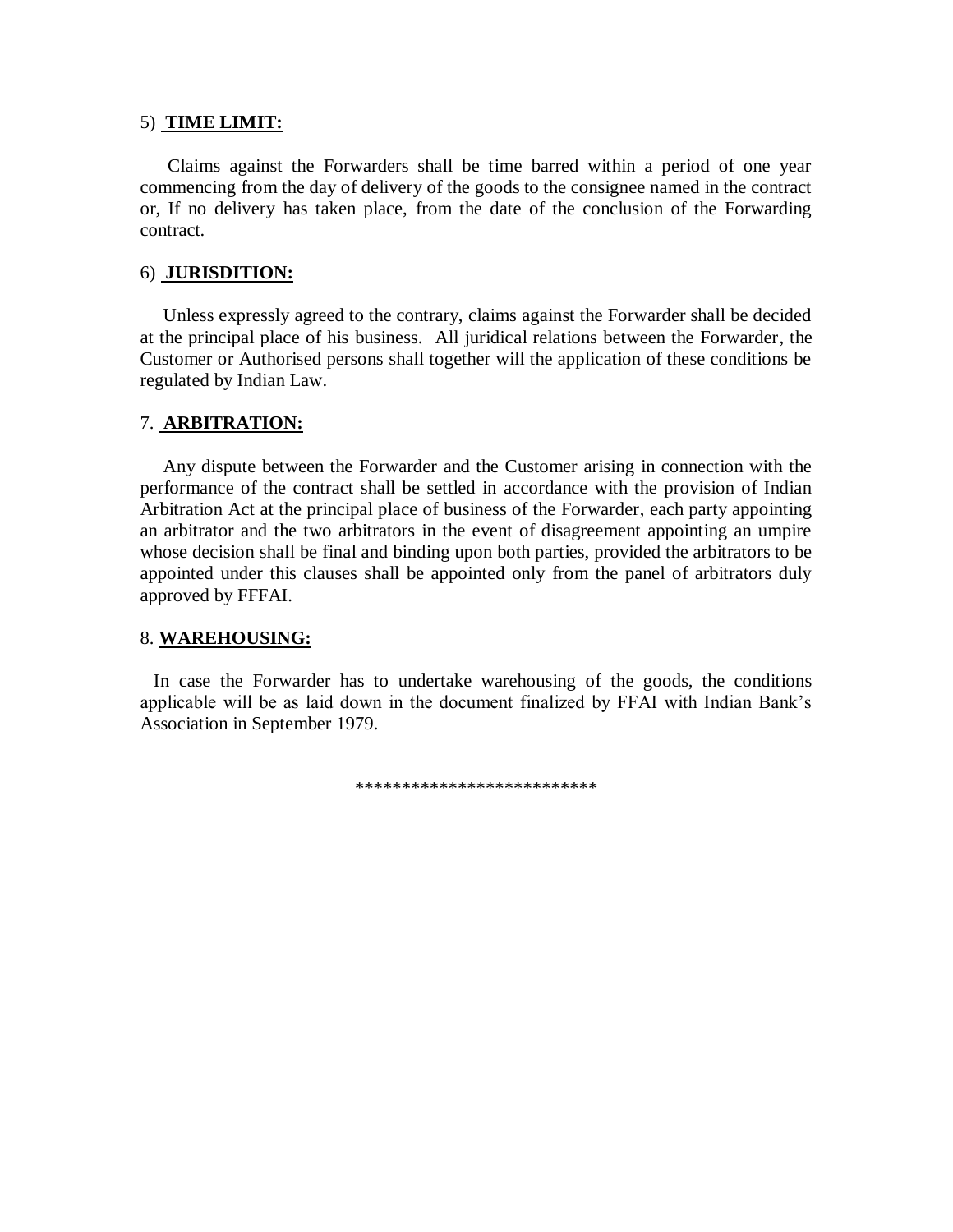5) **TIME LIMIT:**

Claims against the Forwarders shall be time barred within a period of one year commencing from the day of delivery of the goods to the consignee named in the contract or, If no delivery has taken place, from the date of the conclusion of the Forwarding contract.

6) **JURISDITION:**

Unless expressly agreed to the contrary, claims against the Forwarder shall be decided at the principal place of his business. All juridical relations between the Forwarder, the Customer or Authorised persons shall together will the application of these conditions be regulated by Indian Law.

7. **ARBITRATION:**

Any dispute between the Forwarder and the Customer arising in connection with the performance of the contract shall be settled in accordance with the provision of Indian Arbitration Act at the principal place of business of the Forwarder, each party appointing an arbitrator and the two arbitrators in the event of disagreement appointing an umpire whose decision shall be final and binding upon both parties, provided the arbitrators to be appointed under this clauses shall be appointed only from the panel of arbitrators duly approved by FFFAI.

8. **WAREHOUSING:**

In case the Forwarder has to undertake warehousing of the goods, the conditions applicable will be as laid down in the document finalized by FFAI with Indian Bank's Association in September 1979.

**************************